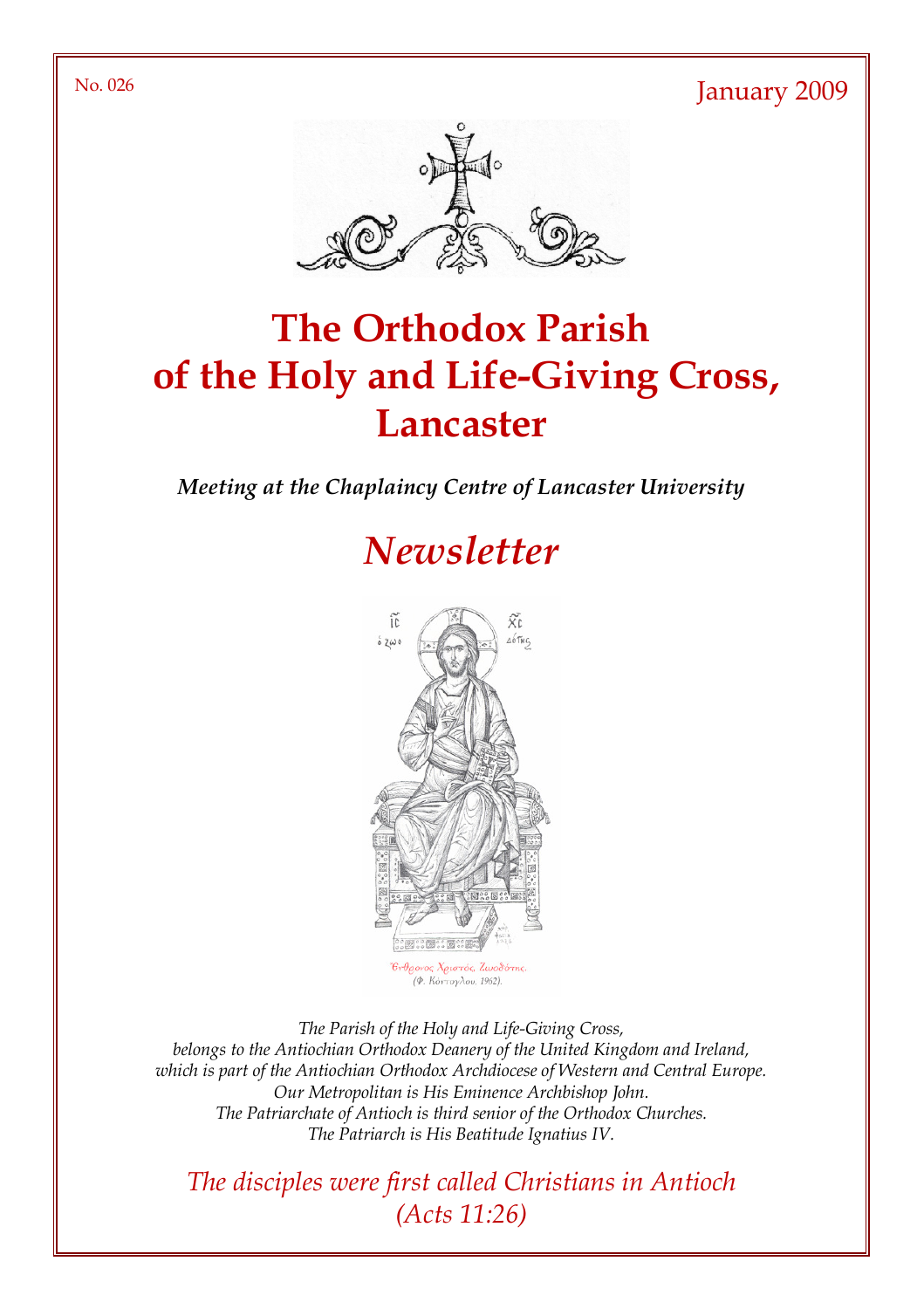No. 026

January 2009

# The Orthodox Parish of the Holy and Life-Giving Cross, Lancaster

***Meeting at the Chaplaincy Centre of Lancaster University***

## *Newsletter*

Ἔνθρονος Χριστός, Ζωοδότης.
(Φ. Κόντογλου, 1962).

*The Parish of the Holy and Life-Giving Cross,*
*belongs to the Antiochian Orthodox Deanery of the United Kingdom and Ireland,*
*which is part of the Antiochian Orthodox Archdiocese of Western and Central Europe.*
*Our Metropolitan is His Eminence Archbishop John.*
*The Patriarchate of Antioch is third senior of the Orthodox Churches.*
*The Patriarch is His Beatitude Ignatius IV.*

*The disciples were first called Christians in Antioch*
*(Acts 11:26)*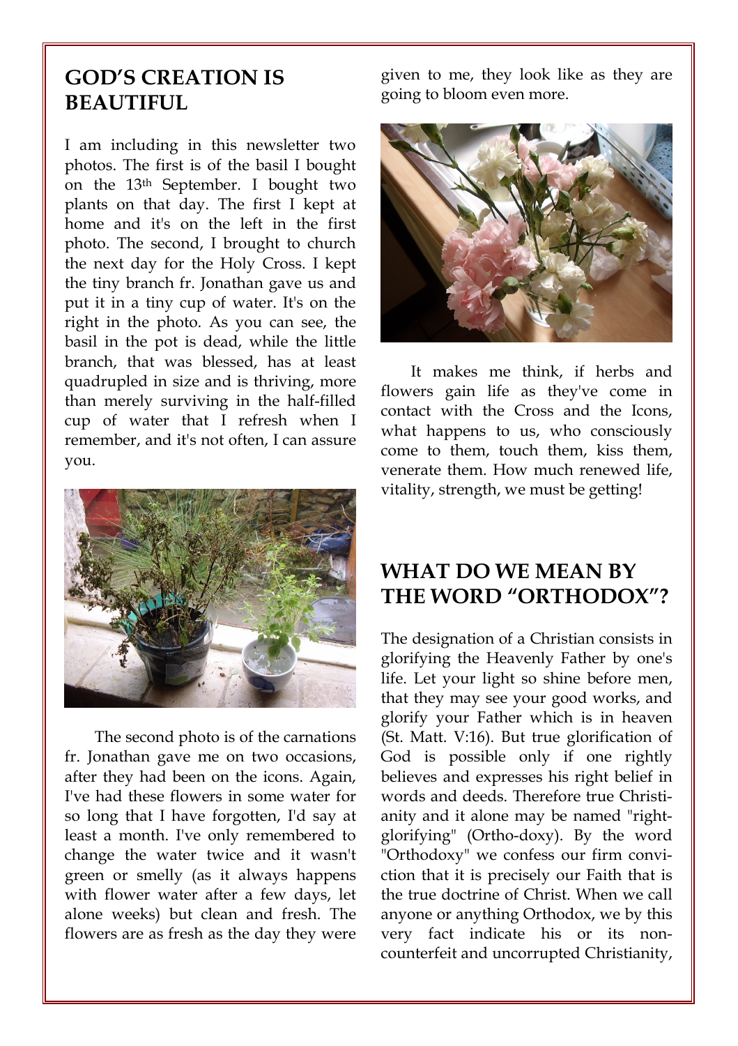## GOD'S CREATION IS BEAUTIFUL

I am including in this newsletter two photos. The first is of the basil I bought on the 13th September. I bought two plants on that day. The first I kept at home and it's on the left in the first photo. The second, I brought to church the next day for the Holy Cross. I kept the tiny branch fr. Jonathan gave us and put it in a tiny cup of water. It's on the right in the photo. As you can see, the basil in the pot is dead, while the little branch, that was blessed, has at least quadrupled in size and is thriving, more than merely surviving in the half-filled cup of water that I refresh when I remember, and it's not often, I can assure you.

The second photo is of the carnations fr. Jonathan gave me on two occasions, after they had been on the icons. Again, I've had these flowers in some water for so long that I have forgotten, I'd say at least a month. I've only remembered to change the water twice and it wasn't green or smelly (as it always happens with flower water after a few days, let alone weeks) but clean and fresh. The flowers are as fresh as the day they were given to me, they look like as they are going to bloom even more.

It makes me think, if herbs and flowers gain life as they've come in contact with the Cross and the Icons, what happens to us, who consciously come to them, touch them, kiss them, venerate them. How much renewed life, vitality, strength, we must be getting!

## WHAT DO WE MEAN BY THE WORD "ORTHODOX"?

The designation of a Christian consists in glorifying the Heavenly Father by one's life. Let your light so shine before men, that they may see your good works, and glorify your Father which is in heaven (St. Matt. V:16). But true glorification of God is possible only if one rightly believes and expresses his right belief in words and deeds. Therefore true Christianity and it alone may be named "right-glorifying" (Ortho-doxy). By the word "Orthodoxy" we confess our firm conviction that it is precisely our Faith that is the true doctrine of Christ. When we call anyone or anything Orthodox, we by this very fact indicate his or its non-counterfeit and uncorrupted Christianity,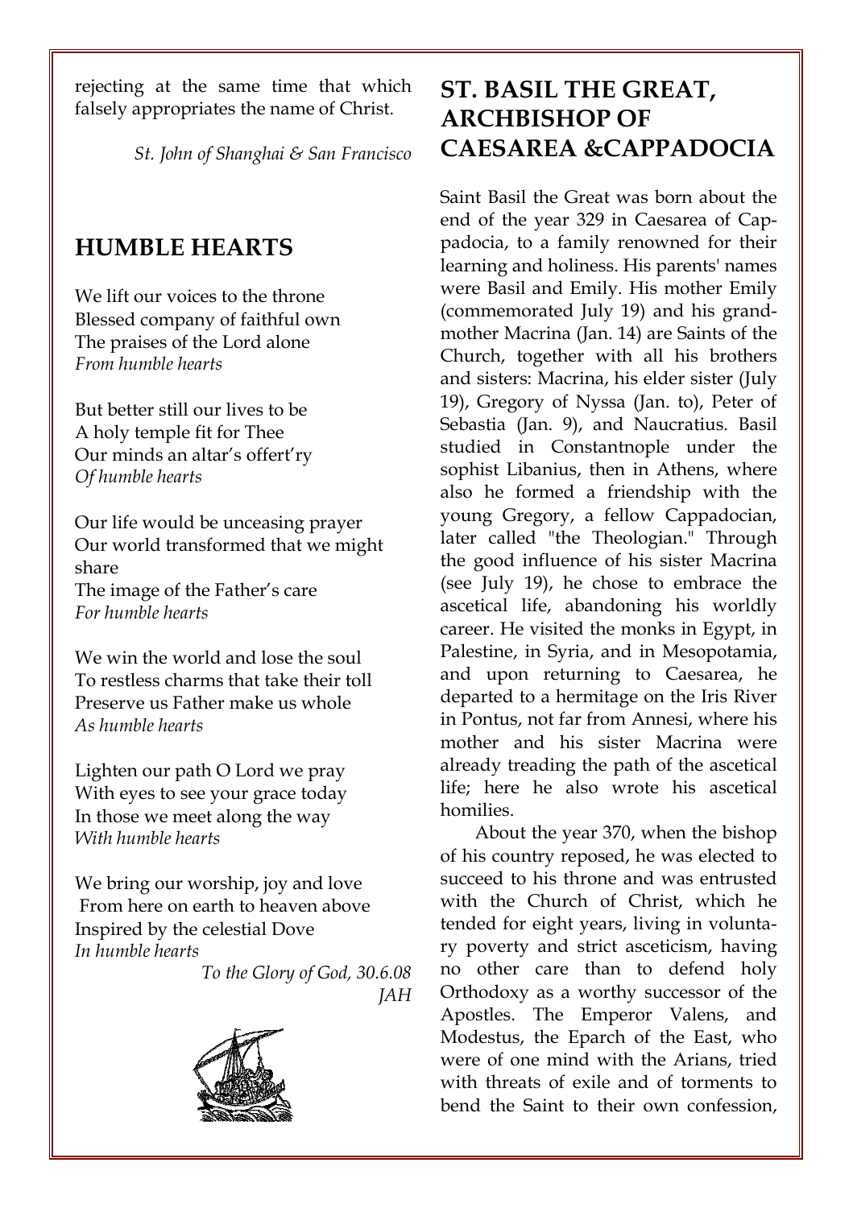rejecting at the same time that which falsely appropriates the name of Christ.

*St. John of Shanghai & San Francisco*

## HUMBLE HEARTS

We lift our voices to the throne
Blessed company of faithful own
The praises of the Lord alone
*From humble hearts*

But better still our lives to be
A holy temple fit for Thee
Our minds an altar's offert'ry
*Of humble hearts*

Our life would be unceasing prayer
Our world transformed that we might share
The image of the Father's care
*For humble hearts*

We win the world and lose the soul
To restless charms that take their toll
Preserve us Father make us whole
*As humble hearts*

Lighten our path O Lord we pray
With eyes to see your grace today
In those we meet along the way
*With humble hearts*

We bring our worship, joy and love
From here on earth to heaven above
Inspired by the celestial Dove
*In humble hearts*

*To the Glory of God, 30.6.08*
*JAH*

## ST. BASIL THE GREAT, ARCHBISHOP OF CAESAREA &CAPPADOCIA

Saint Basil the Great was born about the end of the year 329 in Caesarea of Cappadocia, to a family renowned for their learning and holiness. His parents' names were Basil and Emily. His mother Emily (commemorated July 19) and his grandmother Macrina (Jan. 14) are Saints of the Church, together with all his brothers and sisters: Macrina, his elder sister (July 19), Gregory of Nyssa (Jan. to), Peter of Sebastia (Jan. 9), and Naucratius. Basil studied in Constantnople under the sophist Libanius, then in Athens, where also he formed a friendship with the young Gregory, a fellow Cappadocian, later called "the Theologian." Through the good influence of his sister Macrina (see July 19), he chose to embrace the ascetical life, abandoning his worldly career. He visited the monks in Egypt, in Palestine, in Syria, and in Mesopotamia, and upon returning to Caesarea, he departed to a hermitage on the Iris River in Pontus, not far from Annesi, where his mother and his sister Macrina were already treading the path of the ascetical life; here he also wrote his ascetical homilies.

About the year 370, when the bishop of his country reposed, he was elected to succeed to his throne and was entrusted with the Church of Christ, which he tended for eight years, living in voluntary poverty and strict asceticism, having no other care than to defend holy Orthodoxy as a worthy successor of the Apostles. The Emperor Valens, and Modestus, the Eparch of the East, who were of one mind with the Arians, tried with threats of exile and of torments to bend the Saint to their own confession,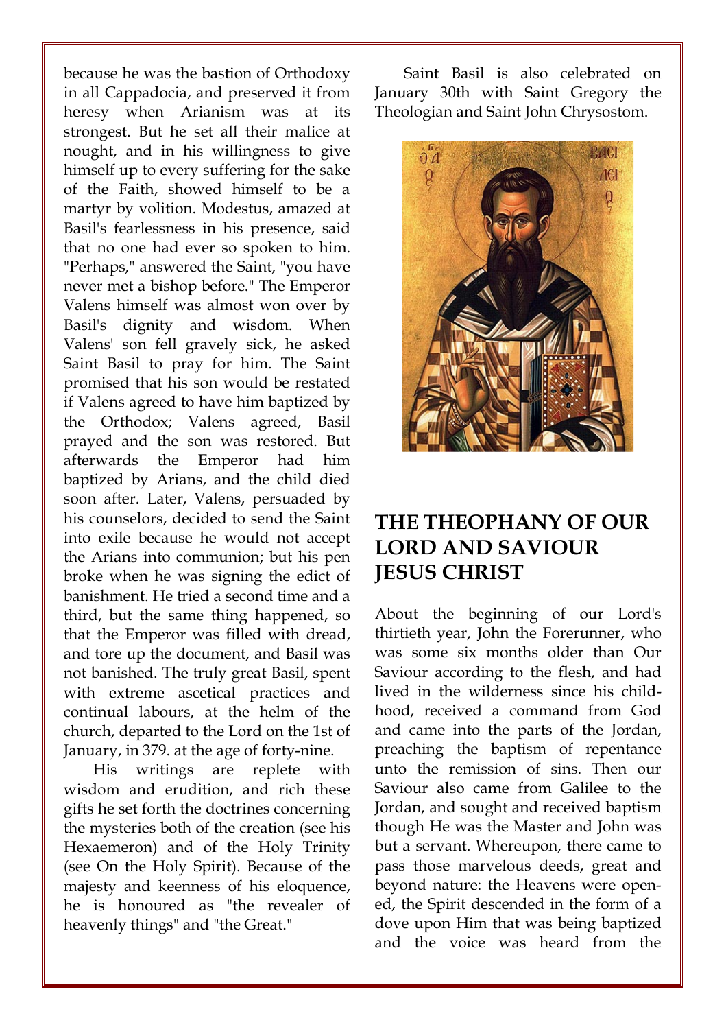because he was the bastion of Orthodoxy in all Cappadocia, and preserved it from heresy when Arianism was at its strongest. But he set all their malice at nought, and in his willingness to give himself up to every suffering for the sake of the Faith, showed himself to be a martyr by volition. Modestus, amazed at Basil's fearlessness in his presence, said that no one had ever so spoken to him. "Perhaps," answered the Saint, "you have never met a bishop before." The Emperor Valens himself was almost won over by Basil's dignity and wisdom. When Valens' son fell gravely sick, he asked Saint Basil to pray for him. The Saint promised that his son would be restated if Valens agreed to have him baptized by the Orthodox; Valens agreed, Basil prayed and the son was restored. But afterwards the Emperor had him baptized by Arians, and the child died soon after. Later, Valens, persuaded by his counselors, decided to send the Saint into exile because he would not accept the Arians into communion; but his pen broke when he was signing the edict of banishment. He tried a second time and a third, but the same thing happened, so that the Emperor was filled with dread, and tore up the document, and Basil was not banished. The truly great Basil, spent with extreme ascetical practices and continual labours, at the helm of the church, departed to the Lord on the 1st of January, in 379. at the age of forty-nine.

His writings are replete with wisdom and erudition, and rich these gifts he set forth the doctrines concerning the mysteries both of the creation (see his Hexaemeron) and of the Holy Trinity (see On the Holy Spirit). Because of the majesty and keenness of his eloquence, he is honoured as "the revealer of heavenly things" and "the Great."

Saint Basil is also celebrated on January 30th with Saint Gregory the Theologian and Saint John Chrysostom.

## THE THEOPHANY OF OUR LORD AND SAVIOUR JESUS CHRIST

About the beginning of our Lord's thirtieth year, John the Forerunner, who was some six months older than Our Saviour according to the flesh, and had lived in the wilderness since his childhood, received a command from God and came into the parts of the Jordan, preaching the baptism of repentance unto the remission of sins. Then our Saviour also came from Galilee to the Jordan, and sought and received baptism though He was the Master and John was but a servant. Whereupon, there came to pass those marvelous deeds, great and beyond nature: the Heavens were opened, the Spirit descended in the form of a dove upon Him that was being baptized and the voice was heard from the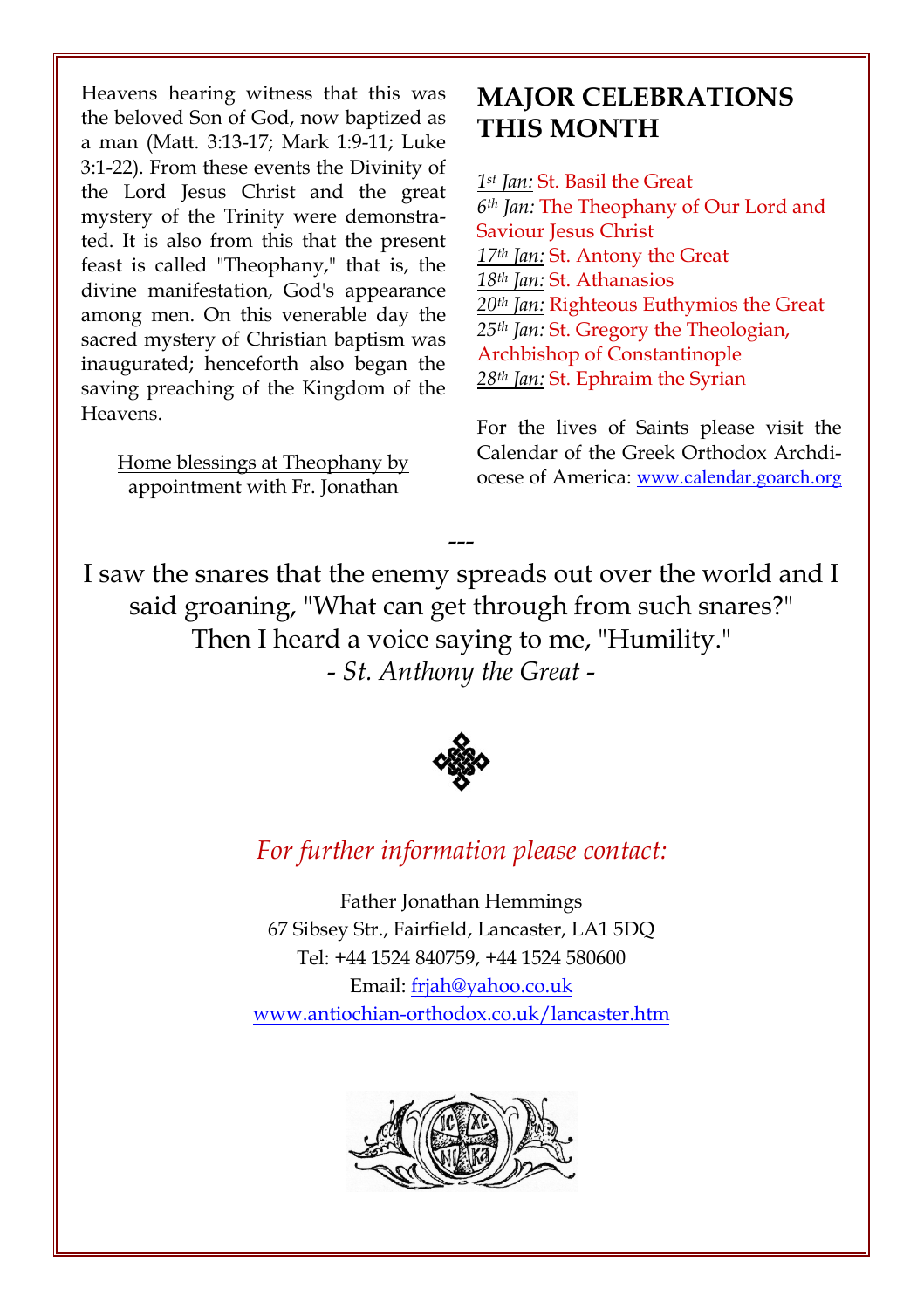Heavens hearing witness that this was the beloved Son of God, now baptized as a man (Matt. 3:13-17; Mark 1:9-11; Luke 3:1-22). From these events the Divinity of the Lord Jesus Christ and the great mystery of the Trinity were demonstrated. It is also from this that the present feast is called "Theophany," that is, the divine manifestation, God's appearance among men. On this venerable day the sacred mystery of Christian baptism was inaugurated; henceforth also began the saving preaching of the Kingdom of the Heavens.

Home blessings at Theophany by appointment with Fr. Jonathan

## MAJOR CELEBRATIONS THIS MONTH

*1st Jan:* St. Basil the Great
*6th Jan:* The Theophany of Our Lord and Saviour Jesus Christ
*17th Jan:* St. Antony the Great
*18th Jan:* St. Athanasios
*20th Jan:* Righteous Euthymios the Great
*25th Jan:* St. Gregory the Theologian, Archbishop of Constantinople
*28th Jan:* St. Ephraim the Syrian

For the lives of Saints please visit the Calendar of the Greek Orthodox Archdiocese of America: www.calendar.goarch.org

---

I saw the snares that the enemy spreads out over the world and I said groaning, "What can get through from such snares?" Then I heard a voice saying to me, "Humility."
*- St. Anthony the Great -*

*For further information please contact:*

Father Jonathan Hemmings
67 Sibsey Str., Fairfield, Lancaster, LA1 5DQ
Tel: +44 1524 840759, +44 1524 580600
Email: frjah@yahoo.co.uk
www.antiochian-orthodox.co.uk/lancaster.htm